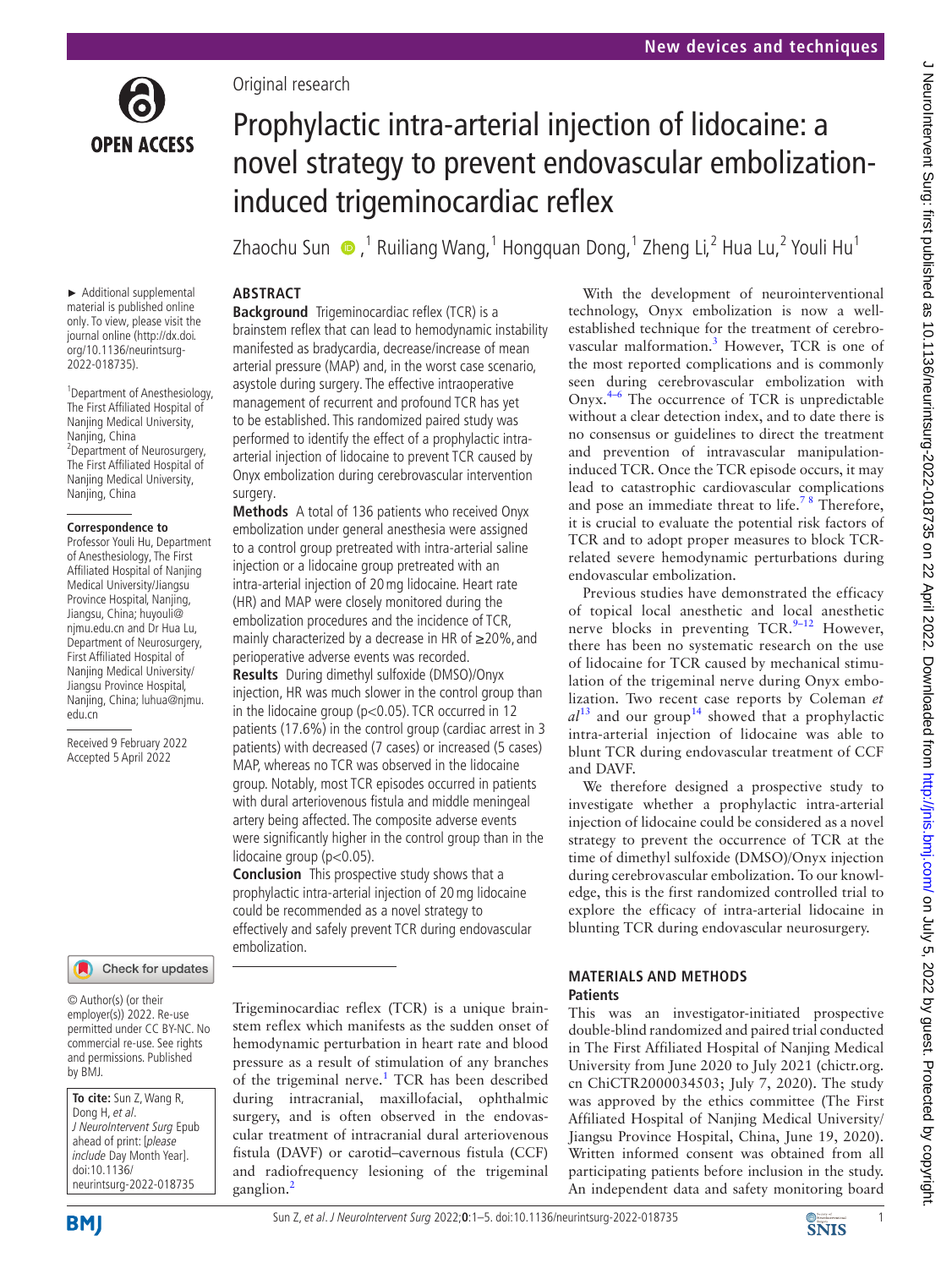Original research

# Prophylactic intra-arterial injection of lidocaine: a novel strategy to prevent endovascular embolization-induced trigeminocardiac reflex

Zhaochu Sun,[1] Ruiliang Wang,[1] Hongquan Dong,[1] Zheng Li,[2] Hua Lu,[2] Youli Hu[1]

► Additional supplemental material is published online only. To view, please visit the journal online (http://dx.doi.org/10.1136/neurintsurg-2022-018735).

[1]Department of Anesthesiology, The First Affiliated Hospital of Nanjing Medical University, Nanjing, China
[2]Department of Neurosurgery, The First Affiliated Hospital of Nanjing Medical University, Nanjing, China

**Correspondence to**
Professor Youli Hu, Department of Anesthesiology, The First Affiliated Hospital of Nanjing Medical University/Jiangsu Province Hospital, Nanjing, Jiangsu, China; huyouli@njmu.edu.cn and Dr Hua Lu, Department of Neurosurgery, First Affiliated Hospital of Nanjing Medical University/Jiangsu Province Hospital, Nanjing, China; luhua@njmu.edu.cn

Received 9 February 2022
Accepted 5 April 2022

© Author(s) (or their employer(s)) 2022. Re-use permitted under CC BY-NC. No commercial re-use. See rights and permissions. Published by BMJ.

**To cite:** Sun Z, Wang R, Dong H, *et al*. *J NeuroIntervent Surg* Epub ahead of print: [*please include* Day Month Year]. doi:10.1136/neurintsurg-2022-018735

## ABSTRACT

**Background** Trigeminocardiac reflex (TCR) is a brainstem reflex that can lead to hemodynamic instability manifested as bradycardia, decrease/increase of mean arterial pressure (MAP) and, in the worst case scenario, asystole during surgery. The effective intraoperative management of recurrent and profound TCR has yet to be established. This randomized paired study was performed to identify the effect of a prophylactic intra-arterial injection of lidocaine to prevent TCR caused by Onyx embolization during cerebrovascular intervention surgery.

**Methods** A total of 136 patients who received Onyx embolization under general anesthesia were assigned to a control group pretreated with intra-arterial saline injection or a lidocaine group pretreated with an intra-arterial injection of 20 mg lidocaine. Heart rate (HR) and MAP were closely monitored during the embolization procedures and the incidence of TCR, mainly characterized by a decrease in HR of ≥20%, and perioperative adverse events was recorded.

**Results** During dimethyl sulfoxide (DMSO)/Onyx injection, HR was much slower in the control group than in the lidocaine group ($p<0.05$). TCR occurred in 12 patients (17.6%) in the control group (cardiac arrest in 3 patients) with decreased (7 cases) or increased (5 cases) MAP, whereas no TCR was observed in the lidocaine group. Notably, most TCR episodes occurred in patients with dural arteriovenous fistula and middle meningeal artery being affected. The composite adverse events were significantly higher in the control group than in the lidocaine group ($p<0.05$).

**Conclusion** This prospective study shows that a prophylactic intra-arterial injection of 20 mg lidocaine could be recommended as a novel strategy to effectively and safely prevent TCR during endovascular embolization.

Trigeminocardiac reflex (TCR) is a unique brainstem reflex which manifests as the sudden onset of hemodynamic perturbation in heart rate and blood pressure as a result of stimulation of any branches of the trigeminal nerve.[1] TCR has been described during intracranial, maxillofacial, ophthalmic surgery, and is often observed in the endovascular treatment of intracranial dural arteriovenous fistula (DAVF) or carotid–cavernous fistula (CCF) and radiofrequency lesioning of the trigeminal ganglion.[2]

With the development of neurointerventional technology, Onyx embolization is now a well-established technique for the treatment of cerebrovascular malformation.[3] However, TCR is one of the most reported complications and is commonly seen during cerebrovascular embolization with Onyx.[4–6] The occurrence of TCR is unpredictable without a clear detection index, and to date there is no consensus or guidelines to direct the treatment and prevention of intravascular manipulation-induced TCR. Once the TCR episode occurs, it may lead to catastrophic cardiovascular complications and pose an immediate threat to life.[7 8] Therefore, it is crucial to evaluate the potential risk factors of TCR and to adopt proper measures to block TCR-related severe hemodynamic perturbations during endovascular embolization.

Previous studies have demonstrated the efficacy of topical local anesthetic and local anesthetic nerve blocks in preventing TCR.[9–12] However, there has been no systematic research on the use of lidocaine for TCR caused by mechanical stimulation of the trigeminal nerve during Onyx embolization. Two recent case reports by Coleman *et al*[13] and our group[14] showed that a prophylactic intra-arterial injection of lidocaine was able to blunt TCR during endovascular treatment of CCF and DAVF.

We therefore designed a prospective study to investigate whether a prophylactic intra-arterial injection of lidocaine could be considered as a novel strategy to prevent the occurrence of TCR at the time of dimethyl sulfoxide (DMSO)/Onyx injection during cerebrovascular embolization. To our knowledge, this is the first randomized controlled trial to explore the efficacy of intra-arterial lidocaine in blunting TCR during endovascular neurosurgery.

## MATERIALS AND METHODS

### Patients

This was an investigator-initiated prospective double-blind randomized and paired trial conducted in The First Affiliated Hospital of Nanjing Medical University from June 2020 to July 2021 (chictr.org.cn ChiCTR2000034503; July 7, 2020). The study was approved by the ethics committee (The First Affiliated Hospital of Nanjing Medical University/Jiangsu Province Hospital, China, June 19, 2020). Written informed consent was obtained from all participating patients before inclusion in the study. An independent data and safety monitoring board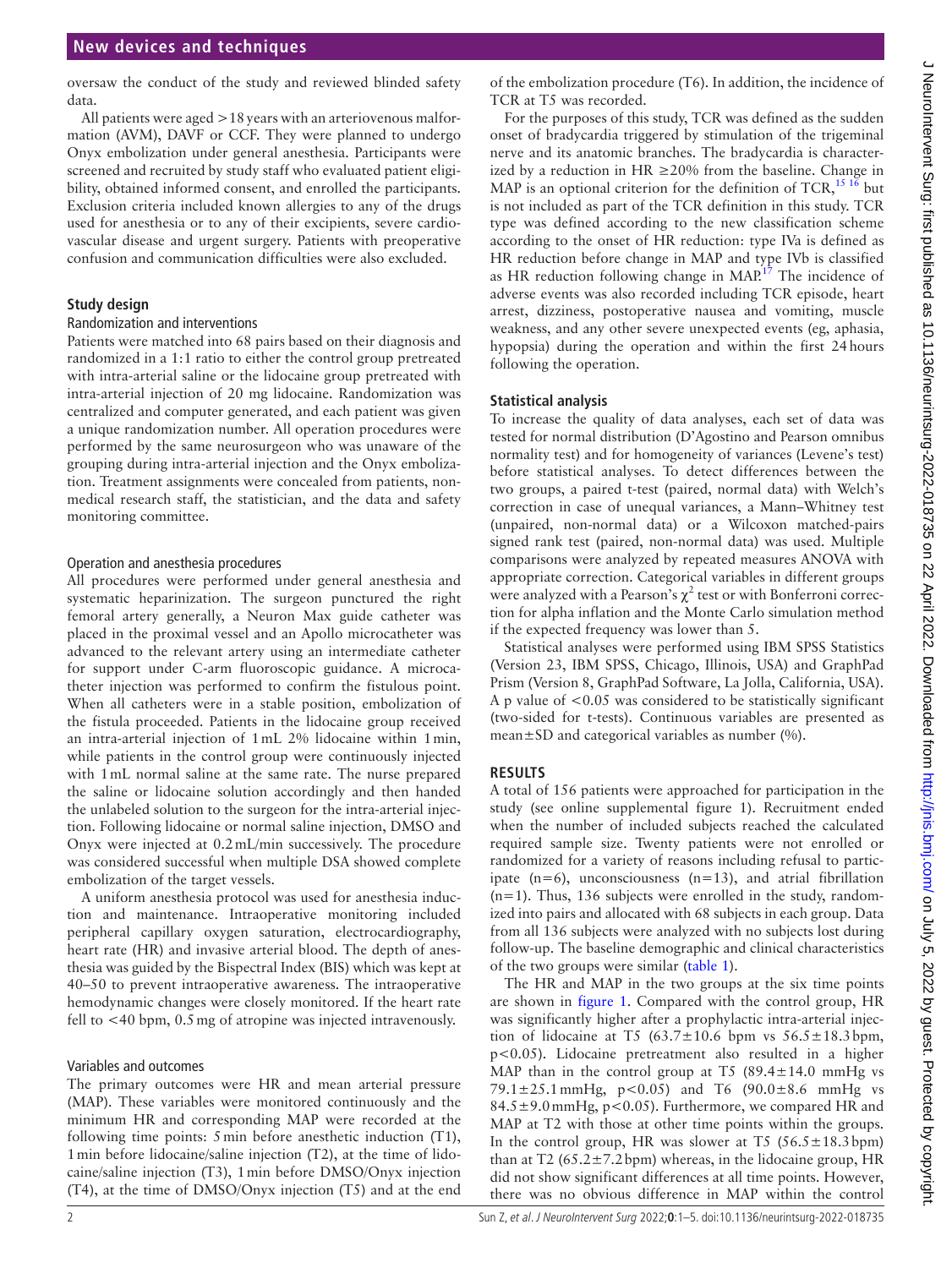oversaw the conduct of the study and reviewed blinded safety data.

All patients were aged >18 years with an arteriovenous malformation (AVM), DAVF or CCF. They were planned to undergo Onyx embolization under general anesthesia. Participants were screened and recruited by study staff who evaluated patient eligibility, obtained informed consent, and enrolled the participants. Exclusion criteria included known allergies to any of the drugs used for anesthesia or to any of their excipients, severe cardiovascular disease and urgent surgery. Patients with preoperative confusion and communication difficulties were also excluded.

## Study design

### Randomization and interventions

Patients were matched into 68 pairs based on their diagnosis and randomized in a 1:1 ratio to either the control group pretreated with intra-arterial saline or the lidocaine group pretreated with intra-arterial injection of 20 mg lidocaine. Randomization was centralized and computer generated, and each patient was given a unique randomization number. All operation procedures were performed by the same neurosurgeon who was unaware of the grouping during intra-arterial injection and the Onyx embolization. Treatment assignments were concealed from patients, nonmedical research staff, the statistician, and the data and safety monitoring committee.

### Operation and anesthesia procedures

All procedures were performed under general anesthesia and systematic heparinization. The surgeon punctured the right femoral artery generally, a Neuron Max guide catheter was placed in the proximal vessel and an Apollo microcatheter was advanced to the relevant artery using an intermediate catheter for support under C-arm fluoroscopic guidance. A microcatheter injection was performed to confirm the fistulous point. When all catheters were in a stable position, embolization of the fistula proceeded. Patients in the lidocaine group received an intra-arterial injection of 1 mL 2% lidocaine within 1 min, while patients in the control group were continuously injected with 1 mL normal saline at the same rate. The nurse prepared the saline or lidocaine solution accordingly and then handed the unlabeled solution to the surgeon for the intra-arterial injection. Following lidocaine or normal saline injection, DMSO and Onyx were injected at 0.2 mL/min successively. The procedure was considered successful when multiple DSA showed complete embolization of the target vessels.

A uniform anesthesia protocol was used for anesthesia induction and maintenance. Intraoperative monitoring included peripheral capillary oxygen saturation, electrocardiography, heart rate (HR) and invasive arterial blood. The depth of anesthesia was guided by the Bispectral Index (BIS) which was kept at 40–50 to prevent intraoperative awareness. The intraoperative hemodynamic changes were closely monitored. If the heart rate fell to <40 bpm, 0.5 mg of atropine was injected intravenously.

### Variables and outcomes

The primary outcomes were HR and mean arterial pressure (MAP). These variables were monitored continuously and the minimum HR and corresponding MAP were recorded at the following time points: 5 min before anesthetic induction (T1), 1 min before lidocaine/saline injection (T2), at the time of lidocaine/saline injection (T3), 1 min before DMSO/Onyx injection (T4), at the time of DMSO/Onyx injection (T5) and at the end of the embolization procedure (T6). In addition, the incidence of TCR at T5 was recorded.

For the purposes of this study, TCR was defined as the sudden onset of bradycardia triggered by stimulation of the trigeminal nerve and its anatomic branches. The bradycardia is characterized by a reduction in HR ≥20% from the baseline. Change in MAP is an optional criterion for the definition of TCR,[15 16] but is not included as part of the TCR definition in this study. TCR type was defined according to the new classification scheme according to the onset of HR reduction: type IVa is defined as HR reduction before change in MAP and type IVb is classified as HR reduction following change in MAP.[17] The incidence of adverse events was also recorded including TCR episode, heart arrest, dizziness, postoperative nausea and vomiting, muscle weakness, and any other severe unexpected events (eg, aphasia, hypopsia) during the operation and within the first 24 hours following the operation.

## Statistical analysis

To increase the quality of data analyses, each set of data was tested for normal distribution (D'Agostino and Pearson omnibus normality test) and for homogeneity of variances (Levene's test) before statistical analyses. To detect differences between the two groups, a paired t-test (paired, normal data) with Welch's correction in case of unequal variances, a Mann–Whitney test (unpaired, non-normal data) or a Wilcoxon matched-pairs signed rank test (paired, non-normal data) was used. Multiple comparisons were analyzed by repeated measures ANOVA with appropriate correction. Categorical variables in different groups were analyzed with a Pearson's $\chi^2$ test or with Bonferroni correction for alpha inflation and the Monte Carlo simulation method if the expected frequency was lower than 5.

Statistical analyses were performed using IBM SPSS Statistics (Version 23, IBM SPSS, Chicago, Illinois, USA) and GraphPad Prism (Version 8, GraphPad Software, La Jolla, California, USA). A p value of <0.05 was considered to be statistically significant (two-sided for t-tests). Continuous variables are presented as mean±SD and categorical variables as number (%).

# RESULTS

A total of 156 patients were approached for participation in the study (see online supplemental figure 1). Recruitment ended when the number of included subjects reached the calculated required sample size. Twenty patients were not enrolled or randomized for a variety of reasons including refusal to participate (n=6), unconsciousness (n=13), and atrial fibrillation (n=1). Thus, 136 subjects were enrolled in the study, randomized into pairs and allocated with 68 subjects in each group. Data from all 136 subjects were analyzed with no subjects lost during follow-up. The baseline demographic and clinical characteristics of the two groups were similar (table 1).

The HR and MAP in the two groups at the six time points are shown in figure 1. Compared with the control group, HR was significantly higher after a prophylactic intra-arterial injection of lidocaine at T5 (63.7±10.6 bpm vs 56.5±18.3 bpm, p<0.05). Lidocaine pretreatment also resulted in a higher MAP than in the control group at T5 (89.4±14.0 mmHg vs 79.1±25.1 mmHg, p<0.05) and T6 (90.0±8.6 mmHg vs 84.5±9.0 mmHg, p<0.05). Furthermore, we compared HR and MAP at T2 with those at other time points within the groups. In the control group, HR was slower at T5 (56.5±18.3 bpm) than at T2 (65.2±7.2 bpm) whereas, in the lidocaine group, HR did not show significant differences at all time points. However, there was no obvious difference in MAP within the control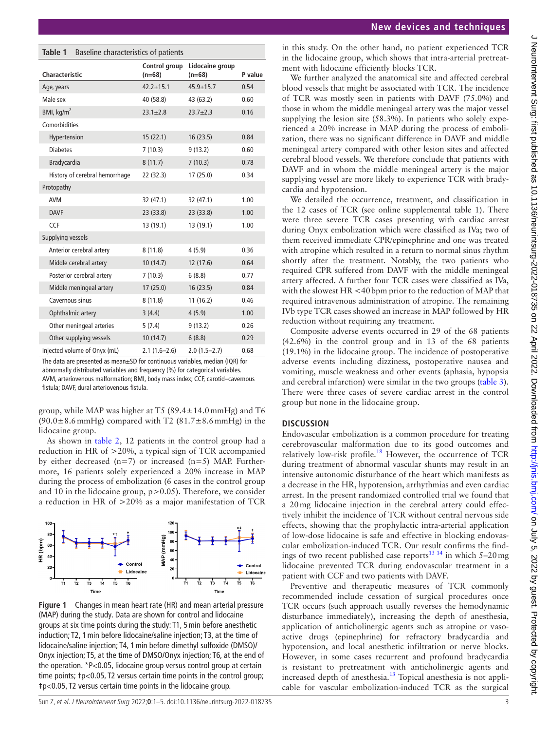**Table 1** Baseline characteristics of patients

| Characteristic | Control group (n=68) | Lidocaine group (n=68) | P value |
|---|---|---|---|
| Age, years | 42.2±15.1 | 45.9±15.7 | 0.54 |
| Male sex | 40 (58.8) | 43 (63.2) | 0.60 |
| BMI, kg/m$^2$ | 23.1±2.8 | 23.7±2.3 | 0.16 |
| Comorbidities | | | |
| Hypertension | 15 (22.1) | 16 (23.5) | 0.84 |
| Diabetes | 7 (10.3) | 9 (13.2) | 0.60 |
| Bradycardia | 8 (11.7) | 7 (10.3) | 0.78 |
| History of cerebral hemorrhage | 22 (32.3) | 17 (25.0) | 0.34 |
| Protopathy | | | |
| AVM | 32 (47.1) | 32 (47.1) | 1.00 |
| DAVF | 23 (33.8) | 23 (33.8) | 1.00 |
| CCF | 13 (19.1) | 13 (19.1) | 1.00 |
| Supplying vessels | | | |
| Anterior cerebral artery | 8 (11.8) | 4 (5.9) | 0.36 |
| Middle cerebral artery | 10 (14.7) | 12 (17.6) | 0.64 |
| Posterior cerebral artery | 7 (10.3) | 6 (8.8) | 0.77 |
| Middle meningeal artery | 17 (25.0) | 16 (23.5) | 0.84 |
| Cavernous sinus | 8 (11.8) | 11 (16.2) | 0.46 |
| Ophthalmic artery | 3 (4.4) | 4 (5.9) | 1.00 |
| Other meningeal arteries | 5 (7.4) | 9 (13.2) | 0.26 |
| Other supplying vessels | 10 (14.7) | 6 (8.8) | 0.29 |
| Injected volume of Onyx (mL) | 2.1 (1.6–2.6) | 2.0 (1.5–2.7) | 0.68 |

The data are presented as mean±SD for continuous variables, median (IQR) for abnormally distributed variables and frequency (%) for categorical variables.
AVM, arteriovenous malformation; BMI, body mass index; CCF, carotid–cavernous fistula; DAVF, dural arteriovenous fistula.

group, while MAP was higher at T5 (89.4±14.0 mm Hg) and T6 (90.0±8.6 mm Hg) compared with T2 (81.7±8.6 mm Hg) in the lidocaine group.

As shown in table 2, 12 patients in the control group had a reduction in HR of >20%, a typical sign of TCR accompanied by either decreased (n=7) or increased (n=5) MAP. Furthermore, 16 patients solely experienced a 20% increase in MAP during the process of embolization (6 cases in the control group and 10 in the lidocaine group, p>0.05). Therefore, we consider a reduction in HR of >20% as a major manifestation of TCR

HR (bpm)
100
80
60
40
20
0
T1 T2 T3 T4 T5 T6
Time
*† †
Control
Lidocaine

MAP (mmHg)
120
100
80
60
40
20
0
T1 T2 T3 T4 T5 T6
Time
*‡ ‡
Control
Lidocaine

**Figure 1** Changes in mean heart rate (HR) and mean arterial pressure (MAP) during the study. Data are shown for control and lidocaine groups at six time points during the study: T1, 5 min before anesthetic induction; T2, 1 min before lidocaine/saline injection; T3, at the time of lidocaine/saline injection; T4, 1 min before dimethyl sulfoxide (DMSO)/Onyx injection; T5, at the time of DMSO/Onyx injection; T6, at the end of the operation. *P<0.05, lidocaine group versus control group at certain time points; †p<0.05, T2 versus certain time points in the control group; ‡p<0.05, T2 versus certain time points in the lidocaine group.

in this study. On the other hand, no patient experienced TCR in the lidocaine group, which shows that intra-arterial pretreatment with lidocaine efficiently blocks TCR.

We further analyzed the anatomical site and affected cerebral blood vessels that might be associated with TCR. The incidence of TCR was mostly seen in patients with DAVF (75.0%) and those in whom the middle meningeal artery was the major vessel supplying the lesion site (58.3%). In patients who solely experienced a 20% increase in MAP during the process of embolization, there was no significant difference in DAVF and middle meningeal artery compared with other lesion sites and affected cerebral blood vessels. We therefore conclude that patients with DAVF and in whom the middle meningeal artery is the major supplying vessel are more likely to experience TCR with bradycardia and hypotension.

We detailed the occurrence, treatment, and classification in the 12 cases of TCR (see online supplemental table 1). There were three severe TCR cases presenting with cardiac arrest during Onyx embolization which were classified as IVa; two of them received immediate CPR/epinephrine and one was treated with atropine which resulted in a return to normal sinus rhythm shortly after the treatment. Notably, the two patients who required CPR suffered from DAVF with the middle meningeal artery affected. A further four TCR cases were classified as IVa, with the slowest HR <40 bpm prior to the reduction of MAP that required intravenous administration of atropine. The remaining IVb type TCR cases showed an increase in MAP followed by HR reduction without requiring any treatment.

Composite adverse events occurred in 29 of the 68 patients (42.6%) in the control group and in 13 of the 68 patients (19.1%) in the lidocaine group. The incidence of postoperative adverse events including dizziness, postoperative nausea and vomiting, muscle weakness and other events (aphasia, hypoplasia and cerebral infarction) were similar in the two groups (table 3). There were three cases of severe cardiac arrest in the control group but none in the lidocaine group.

## DISCUSSION

Endovascular embolization is a common procedure for treating cerebrovascular malformation due to its good outcomes and relatively low-risk profile.[18] However, the occurrence of TCR during treatment of abnormal vascular shunts may result in an intensive autonomic disturbance of the heart which manifests as a decrease in the HR, hypotension, arrhythmias and even cardiac arrest. In the present randomized controlled trial we found that a 20 mg lidocaine injection in the cerebral artery could effectively inhibit the incidence of TCR without central nervous side effects, showing that the prophylactic intra-arterial application of low-dose lidocaine is safe and effective in blocking endovascular embolization-induced TCR. Our result confirms the findings of two recent published case reports[13 14] in which 5–20 mg lidocaine prevented TCR during endovascular treatment in a patient with CCF and two patients with DAVF.

Preventive and therapeutic measures of TCR commonly recommended include cessation of surgical procedures once TCR occurs (such approach usually reverses the hemodynamic disturbance immediately), increasing the depth of anesthesia, application of anticholinergic agents such as atropine or vasoactive drugs (epinephrine) for refractory bradycardia and hypotension, and local anesthetic infiltration or nerve blocks. However, in some cases recurrent and profound bradycardia is resistant to pretreatment with anticholinergic agents and increased depth of anesthesia.[13] Topical anesthesia is not applicable for vascular embolization-induced TCR as the surgical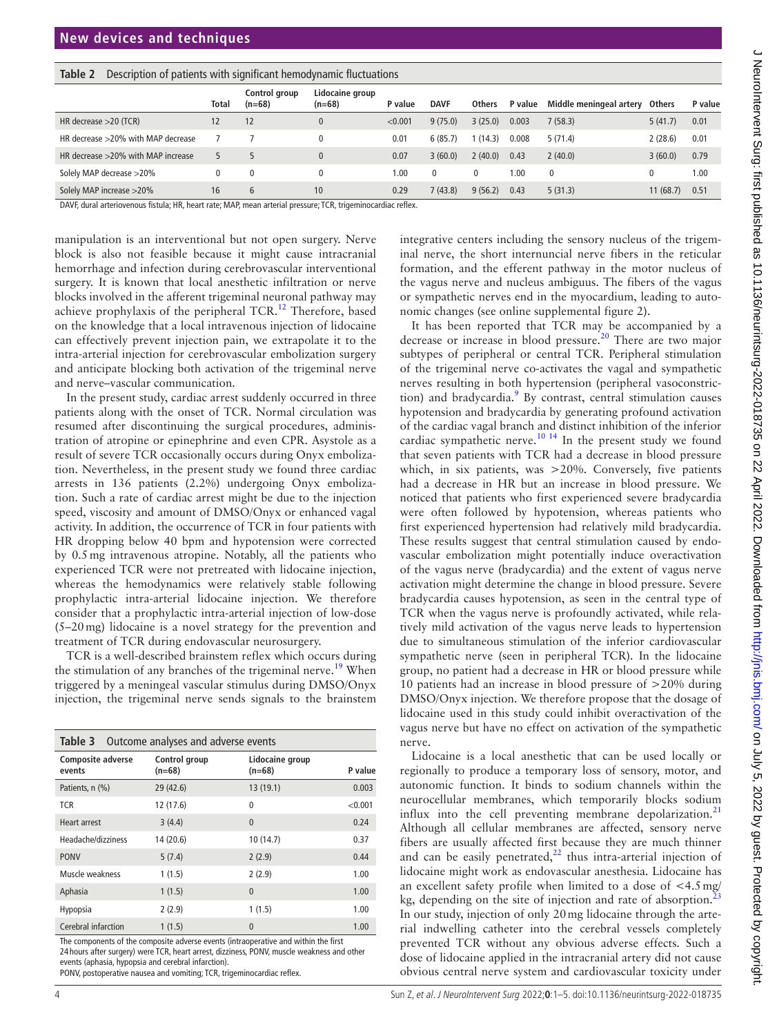**Table 2** Description of patients with significant hemodynamic fluctuations

| | Total | Control group (n=68) | Lidocaine group (n=68) | P value | DAVF | Others | P value | Middle meningeal artery | Others | P value |
|---|---|---|---|---|---|---|---|---|---|---|
| HR decrease >20 (TCR) | 12 | 12 | 0 | <0.001 | 9 (75.0) | 3 (25.0) | 0.003 | 7 (58.3) | 5 (41.7) | 0.01 |
| HR decrease >20% with MAP decrease | 7 | 7 | 0 | 0.01 | 6 (85.7) | 1 (14.3) | 0.008 | 5 (71.4) | 2 (28.6) | 0.01 |
| HR decrease >20% with MAP increase | 5 | 5 | 0 | 0.07 | 3 (60.0) | 2 (40.0) | 0.43 | 2 (40.0) | 3 (60.0) | 0.79 |
| Solely MAP decrease >20% | 0 | 0 | 0 | 1.00 | 0 | 0 | 1.00 | 0 | 0 | 1.00 |
| Solely MAP increase >20% | 16 | 6 | 10 | 0.29 | 7 (43.8) | 9 (56.2) | 0.43 | 5 (31.3) | 11 (68.7) | 0.51 |

DAVF, dural arteriovenous fistula; HR, heart rate; MAP, mean arterial pressure; TCR, trigeminocardiac reflex.

manipulation is an interventional but not open surgery. Nerve block is also not feasible because it might cause intracranial hemorrhage and infection during cerebrovascular interventional surgery. It is known that local anesthetic infiltration or nerve blocks involved in the afferent trigeminal neuronal pathway may achieve prophylaxis of the peripheral TCR.[12] Therefore, based on the knowledge that a local intravenous injection of lidocaine can effectively prevent injection pain, we extrapolate it to the intra-arterial injection for cerebrovascular embolization surgery and anticipate blocking both activation of the trigeminal nerve and nerve–vascular communication.

In the present study, cardiac arrest suddenly occurred in three patients along with the onset of TCR. Normal circulation was resumed after discontinuing the surgical procedures, administration of atropine or epinephrine and even CPR. Asystole as a result of severe TCR occasionally occurs during Onyx embolization. Nevertheless, in the present study we found three cardiac arrests in 136 patients (2.2%) undergoing Onyx embolization. Such a rate of cardiac arrest might be due to the injection speed, viscosity and amount of DMSO/Onyx or enhanced vagal activity. In addition, the occurrence of TCR in four patients with HR dropping below 40 bpm and hypotension were corrected by 0.5 mg intravenous atropine. Notably, all the patients who experienced TCR were not pretreated with lidocaine injection, whereas the hemodynamics were relatively stable following prophylactic intra-arterial lidocaine injection. We therefore consider that a prophylactic intra-arterial injection of low-dose (5–20 mg) lidocaine is a novel strategy for the prevention and treatment of TCR during endovascular neurosurgery.

TCR is a well-described brainstem reflex which occurs during the stimulation of any branches of the trigeminal nerve.[19] When triggered by a meningeal vascular stimulus during DMSO/Onyx injection, the trigeminal nerve sends signals to the brainstem

**Table 3** Outcome analyses and adverse events

| Composite adverse events | Control group (n=68) | Lidocaine group (n=68) | P value |
|---|---|---|---|
| Patients, n (%) | 29 (42.6) | 13 (19.1) | 0.003 |
| TCR | 12 (17.6) | 0 | <0.001 |
| Heart arrest | 3 (4.4) | 0 | 0.24 |
| Headache/dizziness | 14 (20.6) | 10 (14.7) | 0.37 |
| PONV | 5 (7.4) | 2 (2.9) | 0.44 |
| Muscle weakness | 1 (1.5) | 2 (2.9) | 1.00 |
| Aphasia | 1 (1.5) | 0 | 1.00 |
| Hypopsia | 2 (2.9) | 1 (1.5) | 1.00 |
| Cerebral infarction | 1 (1.5) | 0 | 1.00 |

The components of the composite adverse events (intraoperative and within the first 24 hours after surgery) were TCR, heart arrest, dizziness, PONV, muscle weakness and other events (aphasia, hypopsia and cerebral infarction).
PONV, postoperative nausea and vomiting; TCR, trigeminocardiac reflex.

integrative centers including the sensory nucleus of the trigeminal nerve, the short internuncial nerve fibers in the reticular formation, and the efferent pathway in the motor nucleus of the vagus nerve and nucleus ambiguus. The fibers of the vagus or sympathetic nerves end in the myocardium, leading to autonomic changes (see online supplemental figure 2).

It has been reported that TCR may be accompanied by a decrease or increase in blood pressure.[20] There are two major subtypes of peripheral or central TCR. Peripheral stimulation of the trigeminal nerve co-activates the vagal and sympathetic nerves resulting in both hypertension (peripheral vasoconstriction) and bradycardia.[9] By contrast, central stimulation causes hypotension and bradycardia by generating profound activation of the cardiac vagal branch and distinct inhibition of the inferior cardiac sympathetic nerve.[10 14] In the present study we found that seven patients with TCR had a decrease in blood pressure which, in six patients, was >20%. Conversely, five patients had a decrease in HR but an increase in blood pressure. We noticed that patients who first experienced severe bradycardia were often followed by hypotension, whereas patients who first experienced hypertension had relatively mild bradycardia. These results suggest that central stimulation caused by endovascular embolization might potentially induce overactivation of the vagus nerve (bradycardia) and the extent of vagus nerve activation might determine the change in blood pressure. Severe bradycardia causes hypotension, as seen in the central type of TCR when the vagus nerve is profoundly activated, while relatively mild activation of the vagus nerve leads to hypertension due to simultaneous stimulation of the inferior cardiovascular sympathetic nerve (seen in peripheral TCR). In the lidocaine group, no patient had a decrease in HR or blood pressure while 10 patients had an increase in blood pressure of >20% during DMSO/Onyx injection. We therefore propose that the dosage of lidocaine used in this study could inhibit overactivation of the vagus nerve but have no effect on activation of the sympathetic nerve.

Lidocaine is a local anesthetic that can be used locally or regionally to produce a temporary loss of sensory, motor, and autonomic function. It binds to sodium channels within the neurocellular membranes, which temporarily blocks sodium influx into the cell preventing membrane depolarization.[21] Although all cellular membranes are affected, sensory nerve fibers are usually affected first because they are much thinner and can be easily penetrated,[22] thus intra-arterial injection of lidocaine might work as endovascular anesthesia. Lidocaine has an excellent safety profile when limited to a dose of <4.5 mg/kg, depending on the site of injection and rate of absorption.[23] In our study, injection of only 20 mg lidocaine through the arterial indwelling catheter into the cerebral vessels completely prevented TCR without any obvious adverse effects. Such a dose of lidocaine applied in the intracranial artery did not cause obvious central nerve system and cardiovascular toxicity under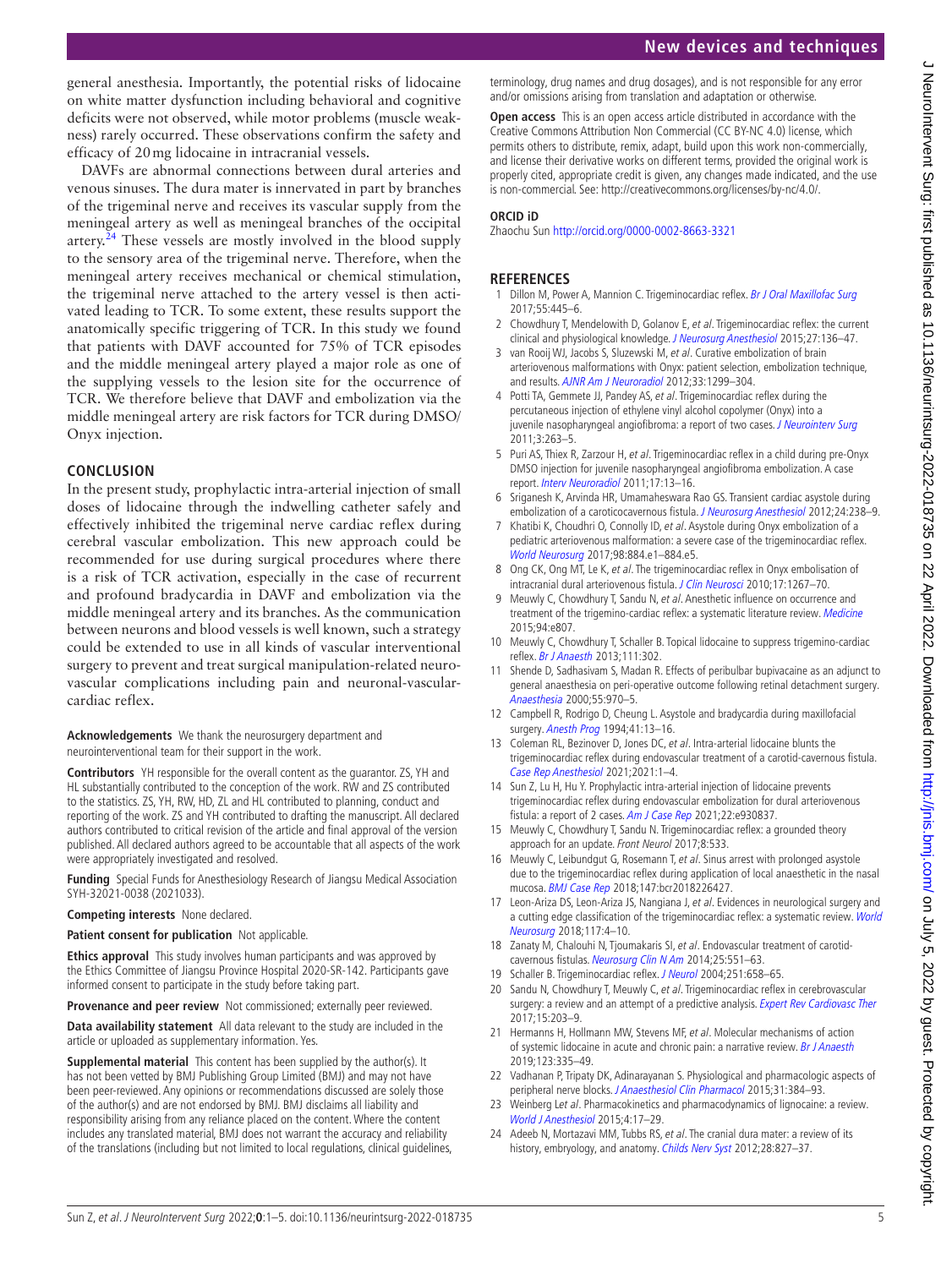general anesthesia. Importantly, the potential risks of lidocaine on white matter dysfunction including behavioral and cognitive deficits were not observed, while motor problems (muscle weakness) rarely occurred. These observations confirm the safety and efficacy of 20 mg lidocaine in intracranial vessels.

DAVFs are abnormal connections between dural arteries and venous sinuses. The dura mater is innervated in part by branches of the trigeminal nerve and receives its vascular supply from the meningeal artery as well as meningeal branches of the occipital artery.[24] These vessels are mostly involved in the blood supply to the sensory area of the trigeminal nerve. Therefore, when the meningeal artery receives mechanical or chemical stimulation, the trigeminal nerve attached to the artery vessel is then activated leading to TCR. To some extent, these results support the anatomically specific triggering of TCR. In this study we found that patients with DAVF accounted for 75% of TCR episodes and the middle meningeal artery played a major role as one of the supplying vessels to the lesion site for the occurrence of TCR. We therefore believe that DAVF and embolization via the middle meningeal artery are risk factors for TCR during DMSO/Onyx injection.

## CONCLUSION

In the present study, prophylactic intra-arterial injection of small doses of lidocaine through the indwelling catheter safely and effectively inhibited the trigeminal nerve cardiac reflex during cerebral vascular embolization. This new approach could be recommended for use during surgical procedures where there is a risk of TCR activation, especially in the case of recurrent and profound bradycardia in DAVF and embolization via the middle meningeal artery and its branches. As the communication between neurons and blood vessels is well known, such a strategy could be extended to use in all kinds of vascular interventional surgery to prevent and treat surgical manipulation-related neurovascular complications including pain and neuronal-vascular-cardiac reflex.

**Acknowledgements** We thank the neurosurgery department and neurointerventional team for their support in the work.

**Contributors** YH responsible for the overall content as the guarantor. ZS, YH and HL substantially contributed to the conception of the work. RW and ZS contributed to the statistics. ZS, YH, RW, HD, ZL and HL contributed to planning, conduct and reporting of the work. ZS and YH contributed to drafting the manuscript. All declared authors contributed to critical revision of the article and final approval of the version published. All declared authors agreed to be accountable that all aspects of the work were appropriately investigated and resolved.

**Funding** Special Funds for Anesthesiology Research of Jiangsu Medical Association SYH-32021-0038 (2021033).

**Competing interests** None declared.

**Patient consent for publication** Not applicable.

**Ethics approval** This study involves human participants and was approved by the Ethics Committee of Jiangsu Province Hospital 2020-SR-142. Participants gave informed consent to participate in the study before taking part.

**Provenance and peer review** Not commissioned; externally peer reviewed.

**Data availability statement** All data relevant to the study are included in the article or uploaded as supplementary information. Yes.

**Supplemental material** This content has been supplied by the author(s). It has not been vetted by BMJ Publishing Group Limited (BMJ) and may not have been peer-reviewed. Any opinions or recommendations discussed are solely those of the author(s) and are not endorsed by BMJ. BMJ disclaims all liability and responsibility arising from any reliance placed on the content. Where the content includes any translated material, BMJ does not warrant the accuracy and reliability of the translations (including but not limited to local regulations, clinical guidelines, terminology, drug names and drug dosages), and is not responsible for any error and/or omissions arising from translation and adaptation or otherwise.

**Open access** This is an open access article distributed in accordance with the Creative Commons Attribution Non Commercial (CC BY-NC 4.0) license, which permits others to distribute, remix, adapt, build upon this work non-commercially, and license their derivative works on different terms, provided the original work is properly cited, appropriate credit is given, any changes made indicated, and the use is non-commercial. See: http://creativecommons.org/licenses/by-nc/4.0/.

### ORCID iD

Zhaochu Sun http://orcid.org/0000-0002-8663-3321

## REFERENCES

1. Dillon M, Power A, Mannion C. Trigeminocardiac reflex. *Br J Oral Maxillofac Surg* 2017;55:445–6.
2. Chowdhury T, Mendelowith D, Golanov E, *et al*. Trigeminocardiac reflex: the current clinical and physiological knowledge. *J Neurosurg Anesthesiol* 2015;27:136–47.
3. van Rooij WJ, Jacobs S, Sluzewski M, *et al*. Curative embolization of brain arteriovenous malformations with Onyx: patient selection, embolization technique, and results. *AJNR Am J Neuroradiol* 2012;33:1299–304.
4. Potti TA, Gemmete JJ, Pandey AS, *et al*. Trigeminocardiac reflex during the percutaneous injection of ethylene vinyl alcohol copolymer (Onyx) into a juvenile nasopharyngeal angiofibroma: a report of two cases. *J Neurointerv Surg* 2011;3:263–5.
5. Puri AS, Thiex R, Zarzour H, *et al*. Trigeminocardiac reflex in a child during pre-Onyx DMSO injection for juvenile nasopharyngeal angiofibroma embolization. A case report. *Interv Neuroradiol* 2011;17:13–16.
6. Sriganesh K, Arvinda HR, Umamaheswara Rao GS. Transient cardiac asystole during embolization of a caroticocavernous fistula. *J Neurosurg Anesthesiol* 2012;24:238–9.
7. Khatibi K, Choudhri O, Connolly ID, *et al*. Asystole during Onyx embolization of a pediatric arteriovenous malformation: a severe case of the trigeminocardiac reflex. *World Neurosurg* 2017;98:884.e1–884.e5.
8. Ong CK, Ong MT, Le K, *et al*. The trigeminocardiac reflex in Onyx embolisation of intracranial dural arteriovenous fistula. *J Clin Neurosci* 2010;17:1267–70.
9. Meuwly C, Chowdhury T, Sandu N, *et al*. Anesthetic influence on occurrence and treatment of the trigemino-cardiac reflex: a systematic literature review. *Medicine* 2015;94:e807.
10. Meuwly C, Chowdhury T, Schaller B. Topical lidocaine to suppress trigemino-cardiac reflex. *Br J Anaesth* 2013;111:302.
11. Shende D, Sadhasivam S, Madan R. Effects of peribulbar bupivacaine as an adjunct to general anaesthesia on peri-operative outcome following retinal detachment surgery. *Anaesthesia* 2000;55:970–5.
12. Campbell R, Rodrigo D, Cheung L. Asystole and bradycardia during maxillofacial surgery. *Anesth Prog* 1994;41:13–16.
13. Coleman RL, Bezinover D, Jones DC, *et al*. Intra-arterial lidocaine blunts the trigeminocardiac reflex during endovascular treatment of a carotid-cavernous fistula. *Case Rep Anesthesiol* 2021;2021:1–4.
14. Sun Z, Lu H, Hu Y. Prophylactic intra-arterial injection of lidocaine prevents trigeminocardiac reflex during endovascular embolization for dural arteriovenous fistula: a report of 2 cases. *Am J Case Rep* 2021;22:e930837.
15. Meuwly C, Chowdhury T, Sandu N. Trigeminocardiac reflex: a grounded theory approach for an update. Front Neurol 2017;8:533.
16. Meuwly C, Leibundgut G, Rosemann T, *et al*. Sinus arrest with prolonged asystole due to the trigeminocardiac reflex during application of local anaesthetic in the nasal mucosa. *BMJ Case Rep* 2018;147:bcr2018226427.
17. Leon-Ariza DS, Leon-Ariza JS, Nangiana J, *et al*. Evidences in neurological surgery and a cutting edge classification of the trigeminocardiac reflex: a systematic review. *World Neurosurg* 2018;117:4–10.
18. Zanaty M, Chalouhi N, Tjoumakaris SI, *et al*. Endovascular treatment of carotid-cavernous fistulas. *Neurosurg Clin N Am* 2014;25:551–63.
19. Schaller B. Trigeminocardiac reflex. *J Neurol* 2004;251:658–65.
20. Sandu N, Chowdhury T, Meuwly C, *et al*. Trigeminocardiac reflex in cerebrovascular surgery: a review and an attempt of a predictive analysis. *Expert Rev Cardiovasc Ther* 2017;15:203–9.
21. Hermanns H, Hollmann MW, Stevens MF, *et al*. Molecular mechanisms of action of systemic lidocaine in acute and chronic pain: a narrative review. *Br J Anaesth* 2019;123:335–49.
22. Vadhanan P, Tripaty DK, Adinarayanan S. Physiological and pharmacologic aspects of peripheral nerve blocks. *J Anaesthesiol Clin Pharmacol* 2015;31:384–93.
23. Weinberg L*et al*. Pharmacokinetics and pharmacodynamics of lignocaine: a review. *World J Anesthesiol* 2015;4:17–29.
24. Adeeb N, Mortazavi MM, Tubbs RS, *et al*. The cranial dura mater: a review of its history, embryology, and anatomy. *Childs Nerv Syst* 2012;28:827–37.